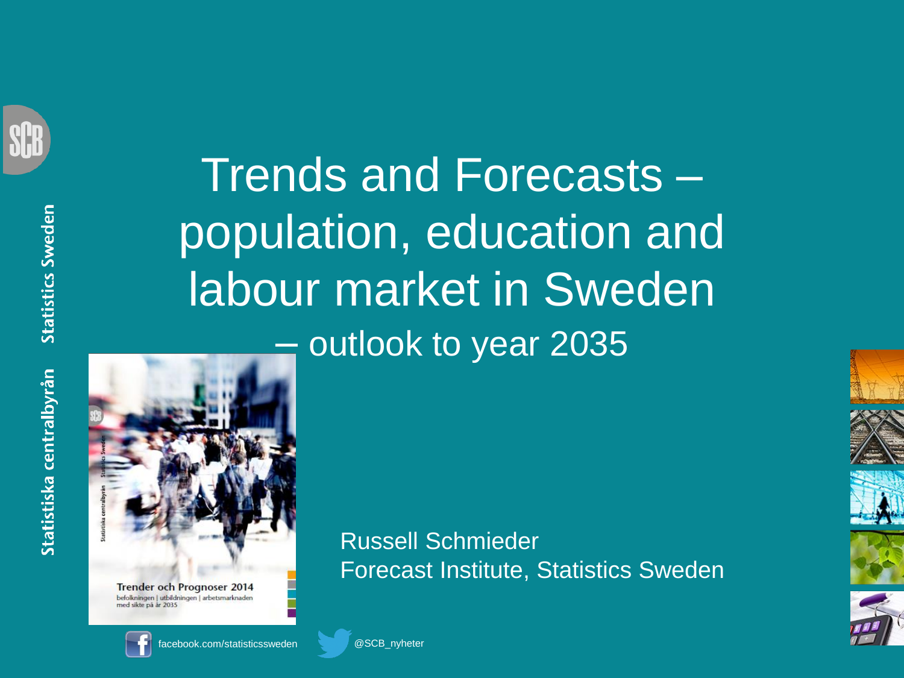# Trends and Forecasts – population, education and labour market in Sweden

## – outlook to year 2035

Russell Schmieder
Forecast Institute, Statistics Sweden

facebook.com/statisticssweden

@SCB_nyheter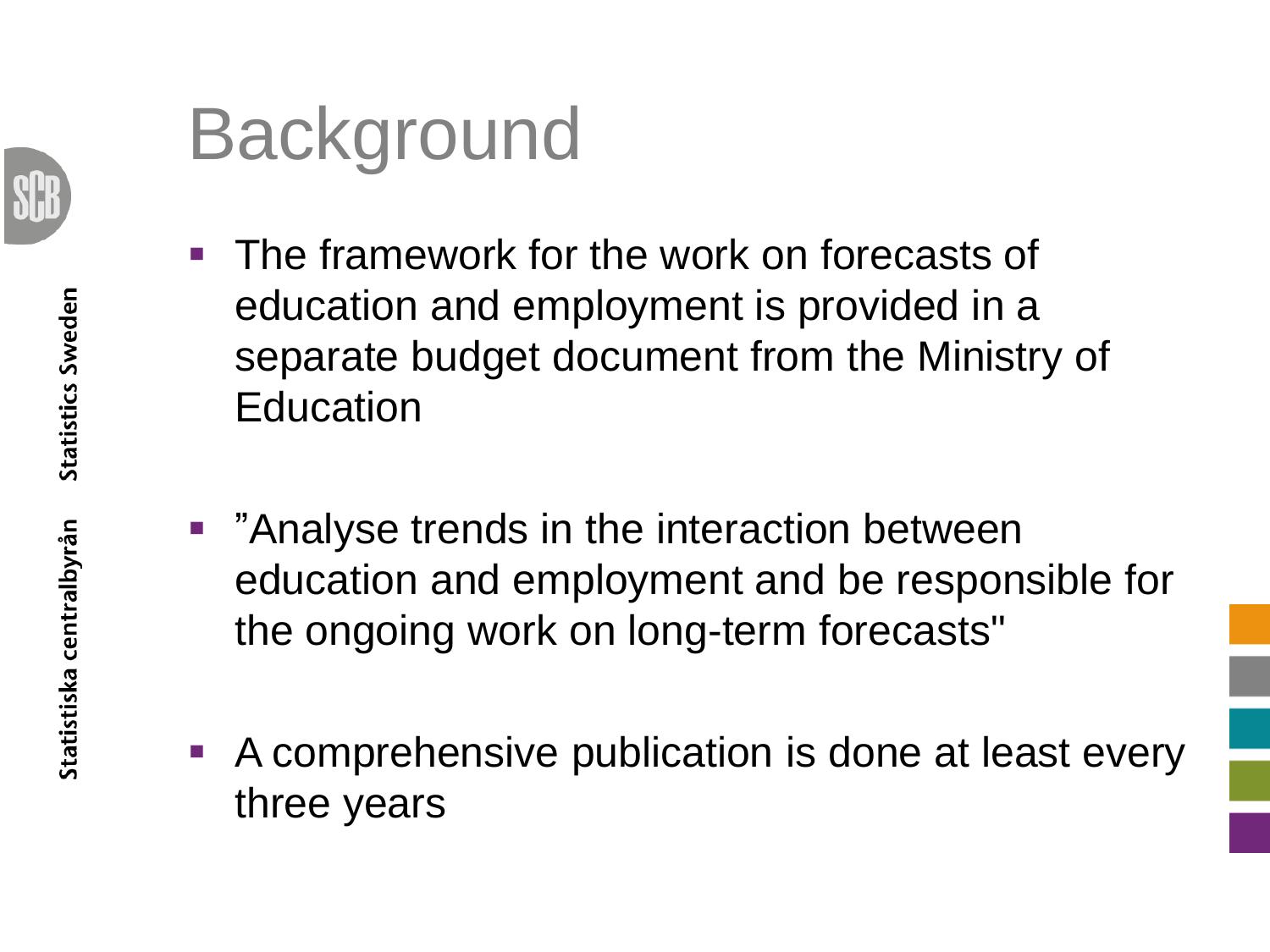# Background

- The framework for the work on forecasts of education and employment is provided in a separate budget document from the Ministry of Education
- ”Analyse trends in the interaction between education and employment and be responsible for the ongoing work on long-term forecasts"
- A comprehensive publication is done at least every three years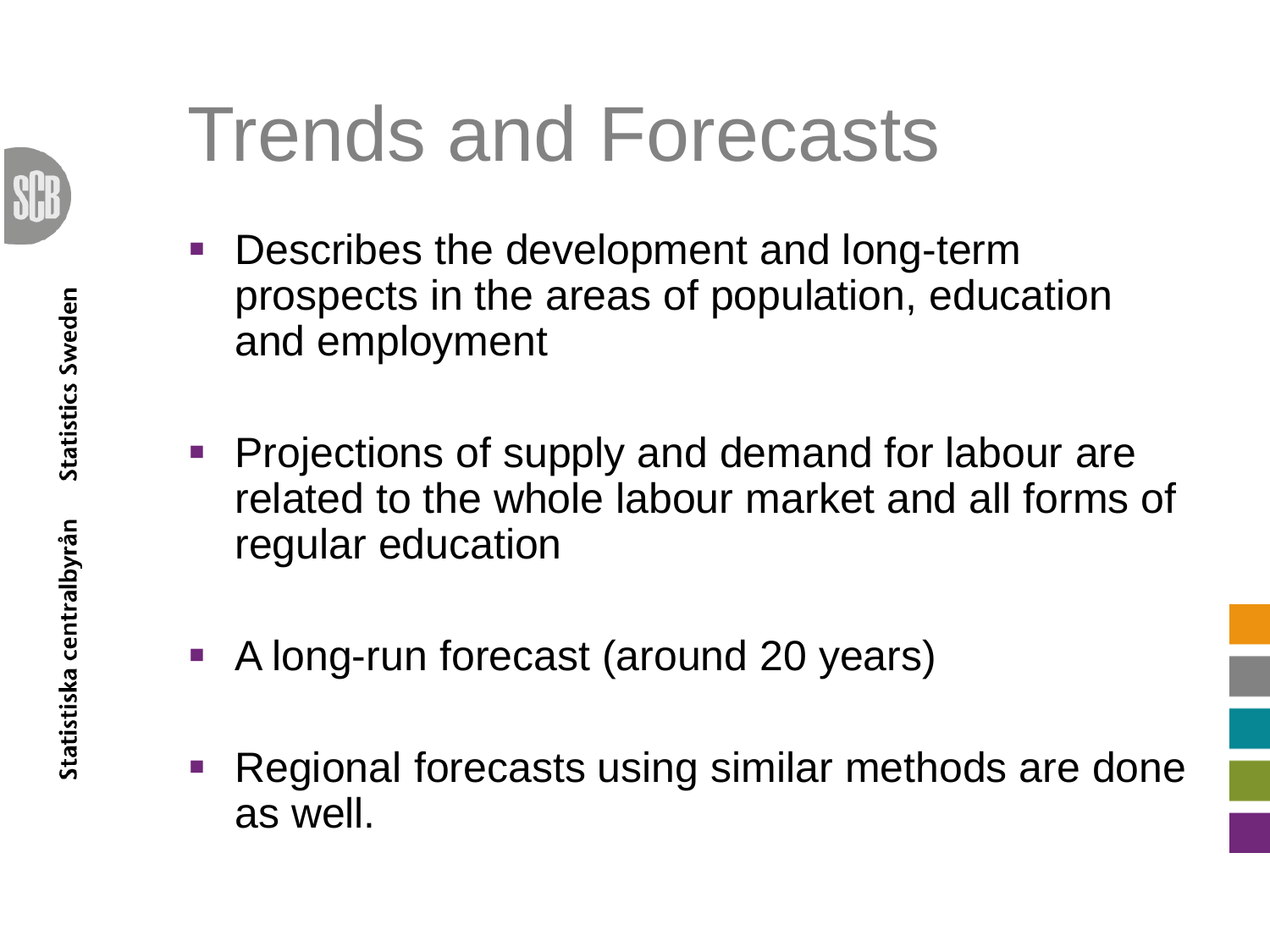# Trends and Forecasts

- Describes the development and long-term prospects in the areas of population, education and employment
- Projections of supply and demand for labour are related to the whole labour market and all forms of regular education
- A long-run forecast (around 20 years)
- Regional forecasts using similar methods are done as well.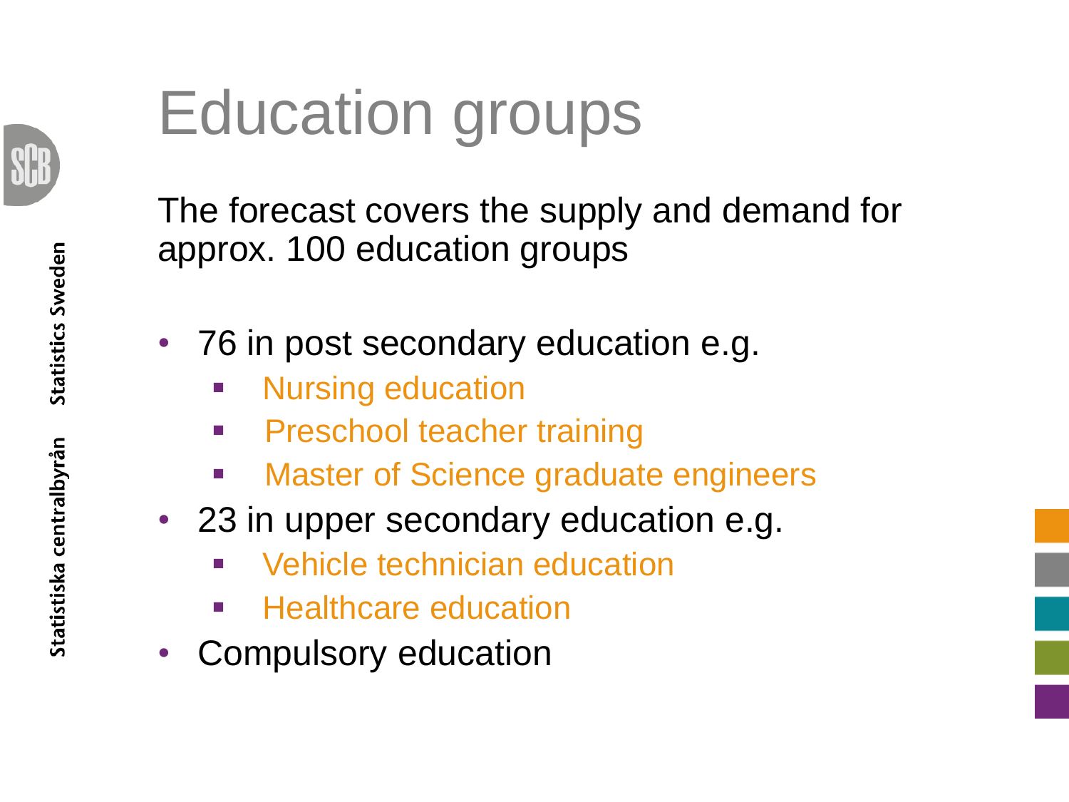# Education groups

The forecast covers the supply and demand for approx. 100 education groups

- 76 in post secondary education e.g.
  - Nursing education
  - Preschool teacher training
  - Master of Science graduate engineers
- 23 in upper secondary education e.g.
  - Vehicle technician education
  - Healthcare education
- Compulsory education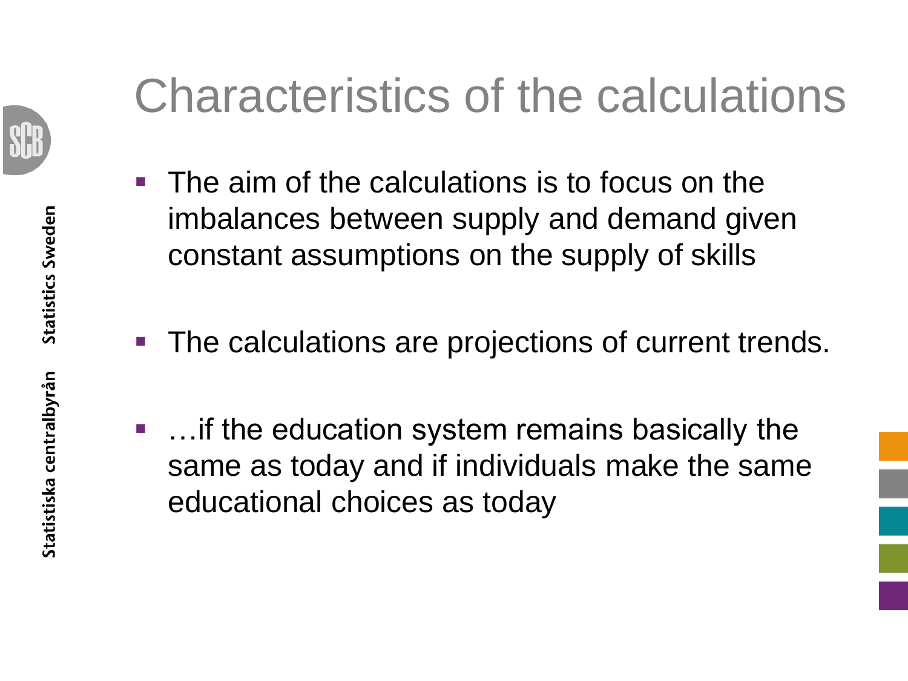# Characteristics of the calculations

- The aim of the calculations is to focus on the imbalances between supply and demand given constant assumptions on the supply of skills
- The calculations are projections of current trends.
- …if the education system remains basically the same as today and if individuals make the same educational choices as today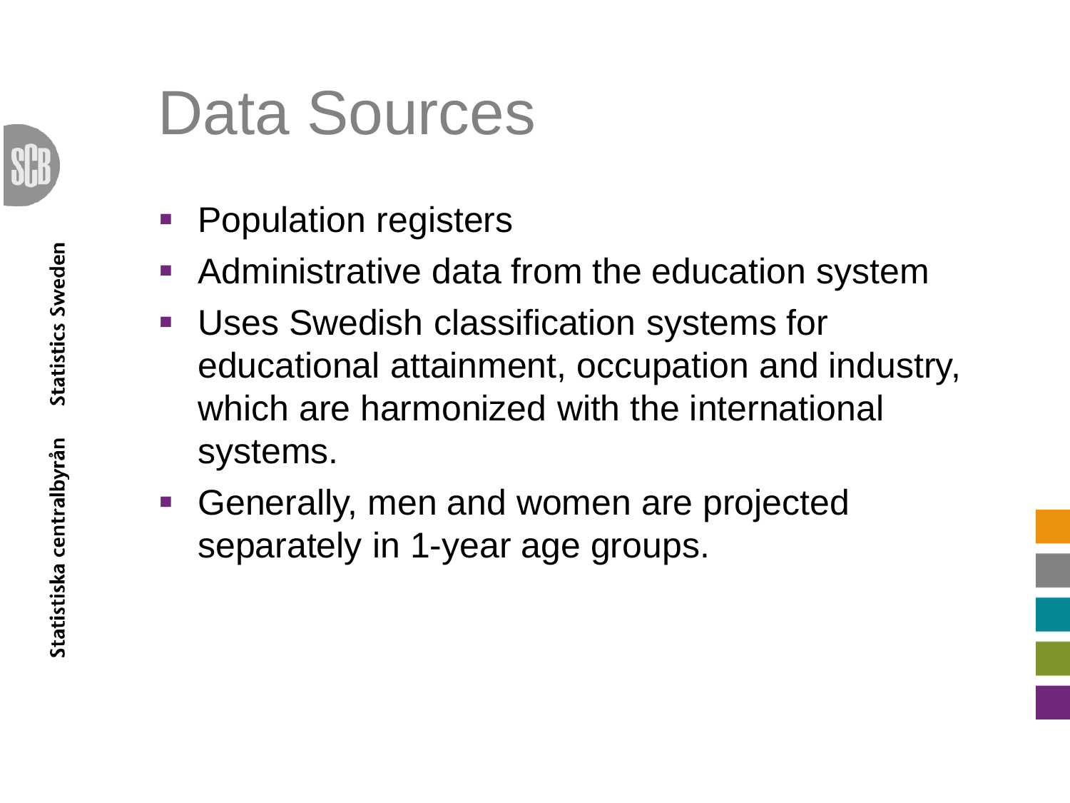# Data Sources

- Population registers
- Administrative data from the education system
- Uses Swedish classification systems for educational attainment, occupation and industry, which are harmonized with the international systems.
- Generally, men and women are projected separately in 1-year age groups.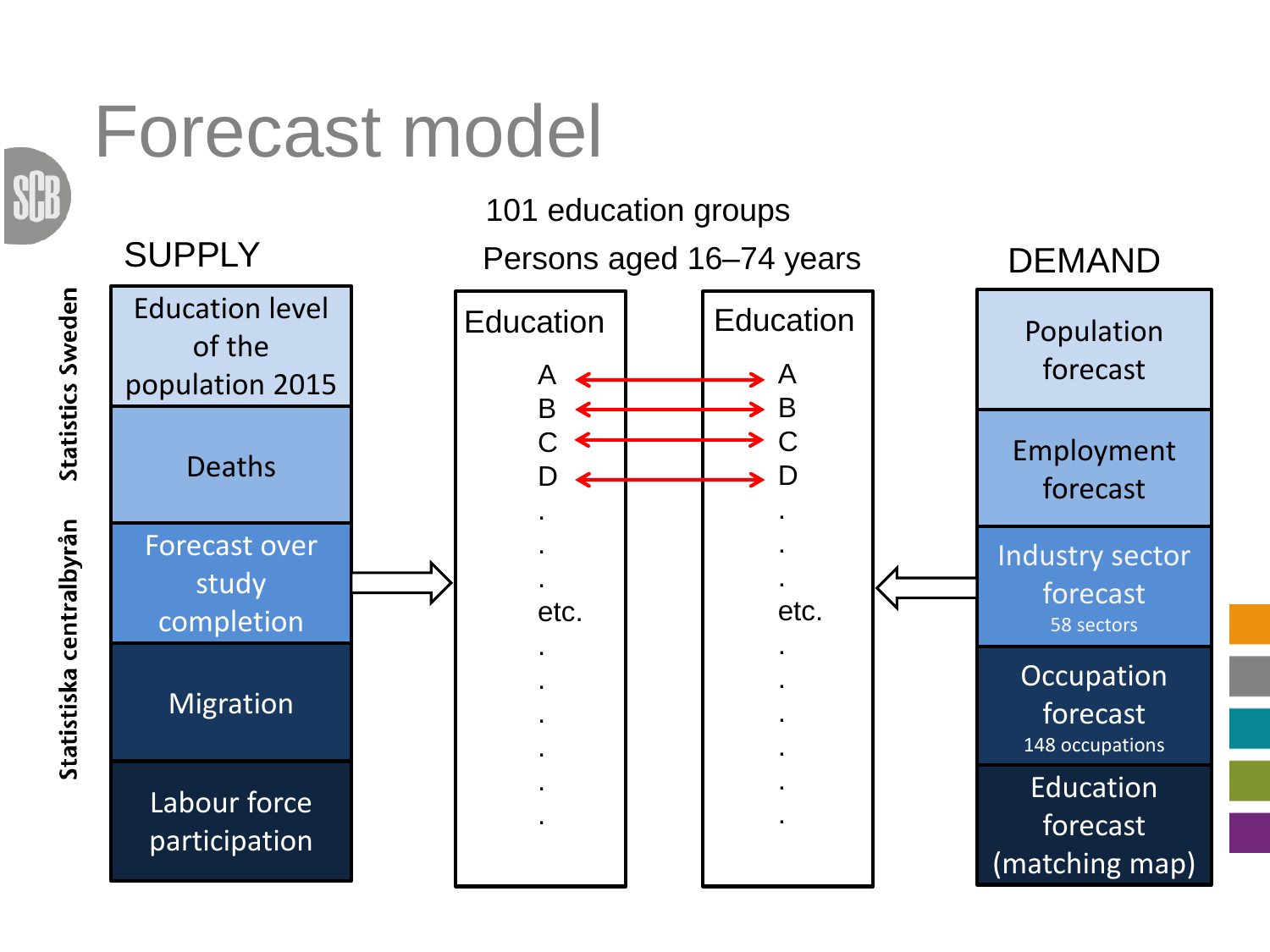# Forecast model

101 education groups

Persons aged 16–74 years

## SUPPLY

- Education level of the population 2015
- Deaths
- Forecast over study completion
- Migration
- Labour force participation

| Education | | Education |
| --- | --- | --- |
| A | ↔ | A |
| B | ↔ | B |
| C | ↔ | C |
| D | ↔ | D |
| . | | . |
| . | | . |
| . | | . |
| etc. | | etc. |
| . | | . |
| . | | . |
| . | | . |
| . | | . |
| . | | . |
| . | | . |

## DEMAND

- Population forecast
- Employment forecast
- Industry sector forecast (58 sectors)
- Occupation forecast (148 occupations)
- Education forecast (matching map)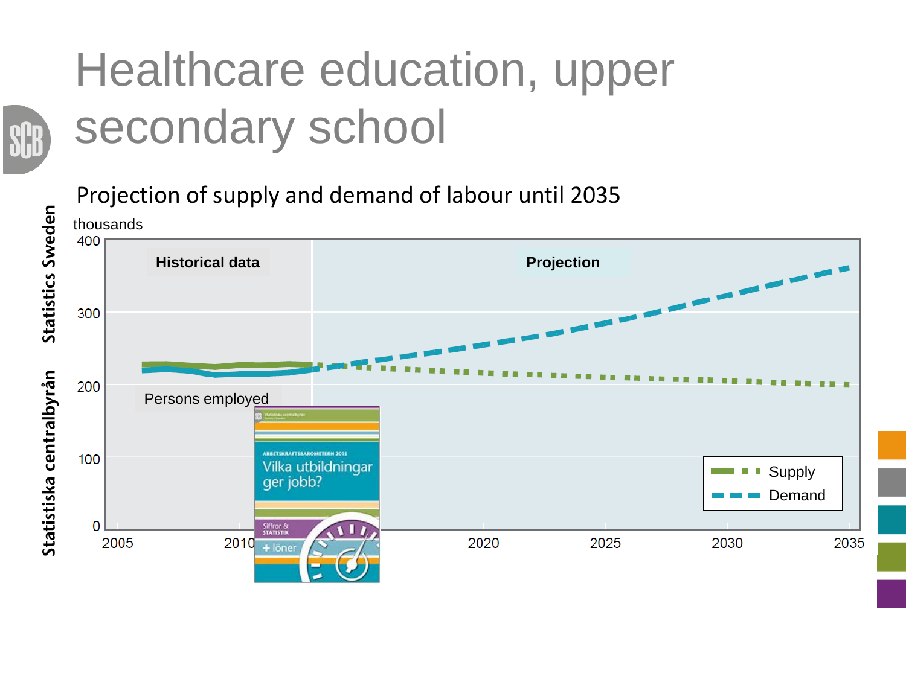# Healthcare education, upper secondary school

Projection of supply and demand of labour until 2035

thousands

Historical data | Projection

Persons employed

Supply
Demand

Statistiska centralbyrån Statistics Sweden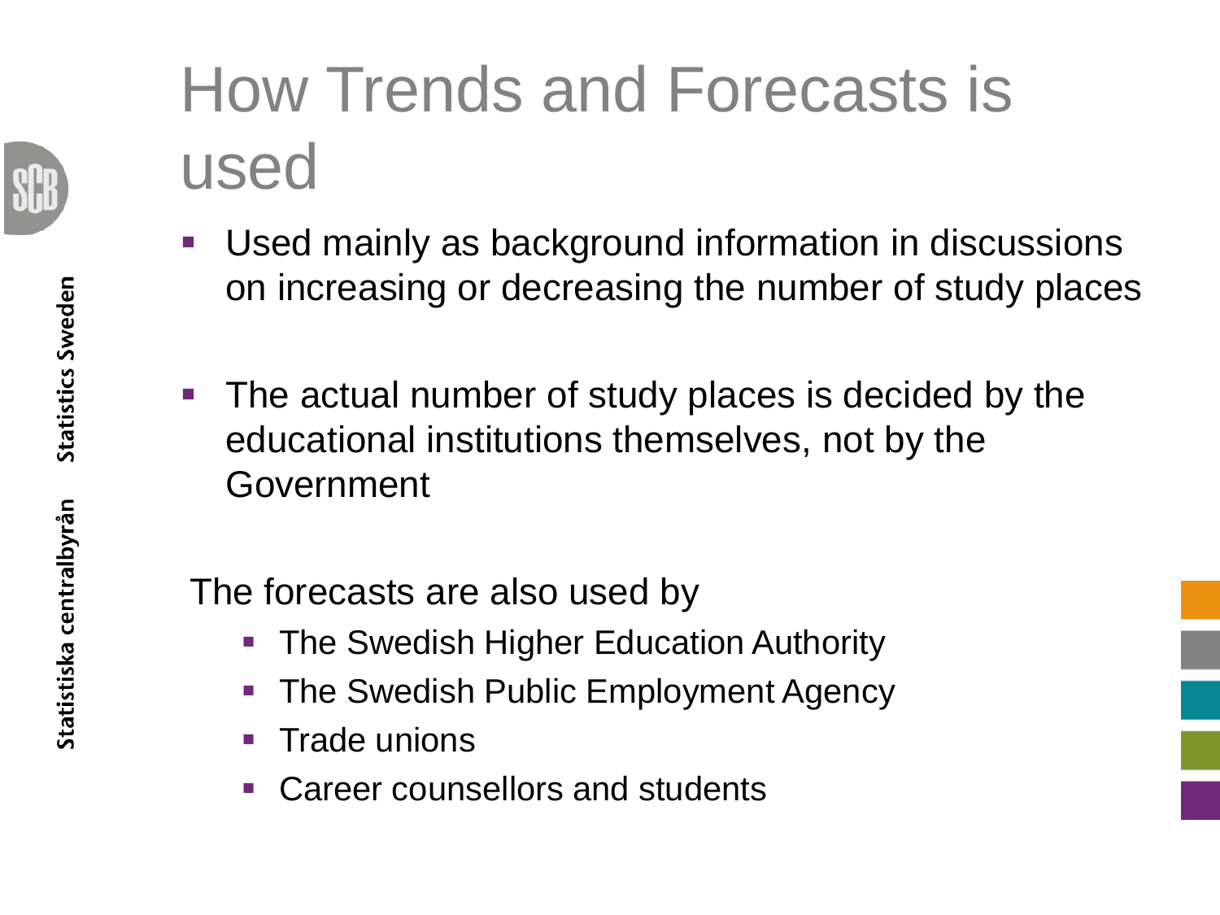# How Trends and Forecasts is used

- Used mainly as background information in discussions on increasing or decreasing the number of study places
- The actual number of study places is decided by the educational institutions themselves, not by the Government

The forecasts are also used by

- The Swedish Higher Education Authority
- The Swedish Public Employment Agency
- Trade unions
- Career counsellors and students